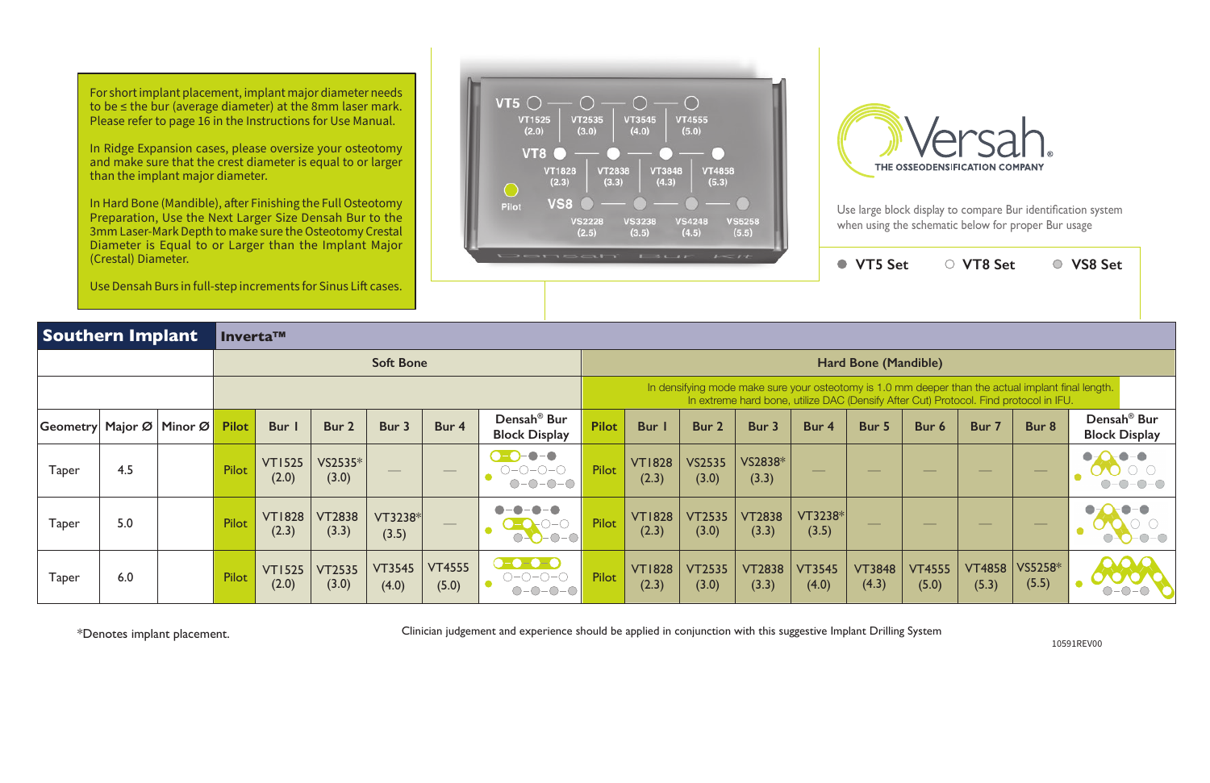For short implant placement, implant major diameter needs to be ≤ the bur (average diameter) at the 8mm laser mark. Please refer to page 16 in the Instructions for Use Manual.

In Ridge Expansion cases, please oversize your osteotomy and make sure that the crest diameter is equal to or larger than the implant major diameter.

In Hard Bone (Mandible), after Finishing the Full Osteotomy Preparation, Use the Next Larger Size Densah Bur to the 3mm Laser-Mark Depth to make sure the Osteotomy Crestal Diameter is Equal to or Larger than the Implant Major (Crestal) Diameter.

Use Densah Burs in full-step increments for Sinus Lift cases.

VT5: VT1525 (2.0), VT2535 (3.0), VT3545 (4.0), VT4555 (5.0)

VT8: VT1828 (2.3), VT2838 (3.3), VT3848 (4.3), VT4858 (5.3)

VS8: VS2228 (2.5), VS3238 (3.5), VS4248 (4.5), VS5258 (5.5)

Pilot

Densah Bur Kit

Versah
THE OSSEODENSIFICATION COMPANY

Use large block display to compare Bur identification system when using the schematic below for proper Bur usage

● VT5 Set ○ VT8 Set ◎ VS8 Set

| Southern Implant | | | Inverta™ | | | | | | | | | | | | | | | |
|---|---|---|---|---|---|---|---|---|---|---|---|---|---|---|---|---|---|---|
| | | | Soft Bone | | | | | | Hard Bone (Mandible) | | | | | | | | | |
| | | | | | | | | | In densifying mode make sure your osteotomy is 1.0 mm deeper than the actual implant final length. In extreme hard bone, utilize DAC (Densify After Cut) Protocol. Find protocol in IFU. | | | | | | | | | |
| Geometry | Major Ø | Minor Ø | Pilot | Bur 1 | Bur 2 | Bur 3 | Bur 4 | Densah® Bur Block Display | Pilot | Bur 1 | Bur 2 | Bur 3 | Bur 4 | Bur 5 | Bur 6 | Bur 7 | Bur 8 | Densah® Bur Block Display |
| Taper | 4.5 | | Pilot | VT1525 (2.0) | VS2535* (3.0) | — | — | | Pilot | VT1828 (2.3) | VS2535 (3.0) | VS2838* (3.3) | — | — | — | — | — | |
| Taper | 5.0 | | Pilot | VT1828 (2.3) | VT2838 (3.3) | VT3238* (3.5) | — | | Pilot | VT1828 (2.3) | VT2535 (3.0) | VT2838 (3.3) | VT3238* (3.5) | — | — | — | — | |
| Taper | 6.0 | | Pilot | VT1525 (2.0) | VT2535 (3.0) | VT3545 (4.0) | VT4555 (5.0) | | Pilot | VT1828 (2.3) | VT2535 (3.0) | VT2838 (3.3) | VT3545 (4.0) | VT3848 (4.3) | VT4555 (5.0) | VT4858 (5.3) | VS5258* (5.5) | |

*Denotes implant placement.

Clinician judgement and experience should be applied in conjunction with this suggestive Implant Drilling System

10591REV00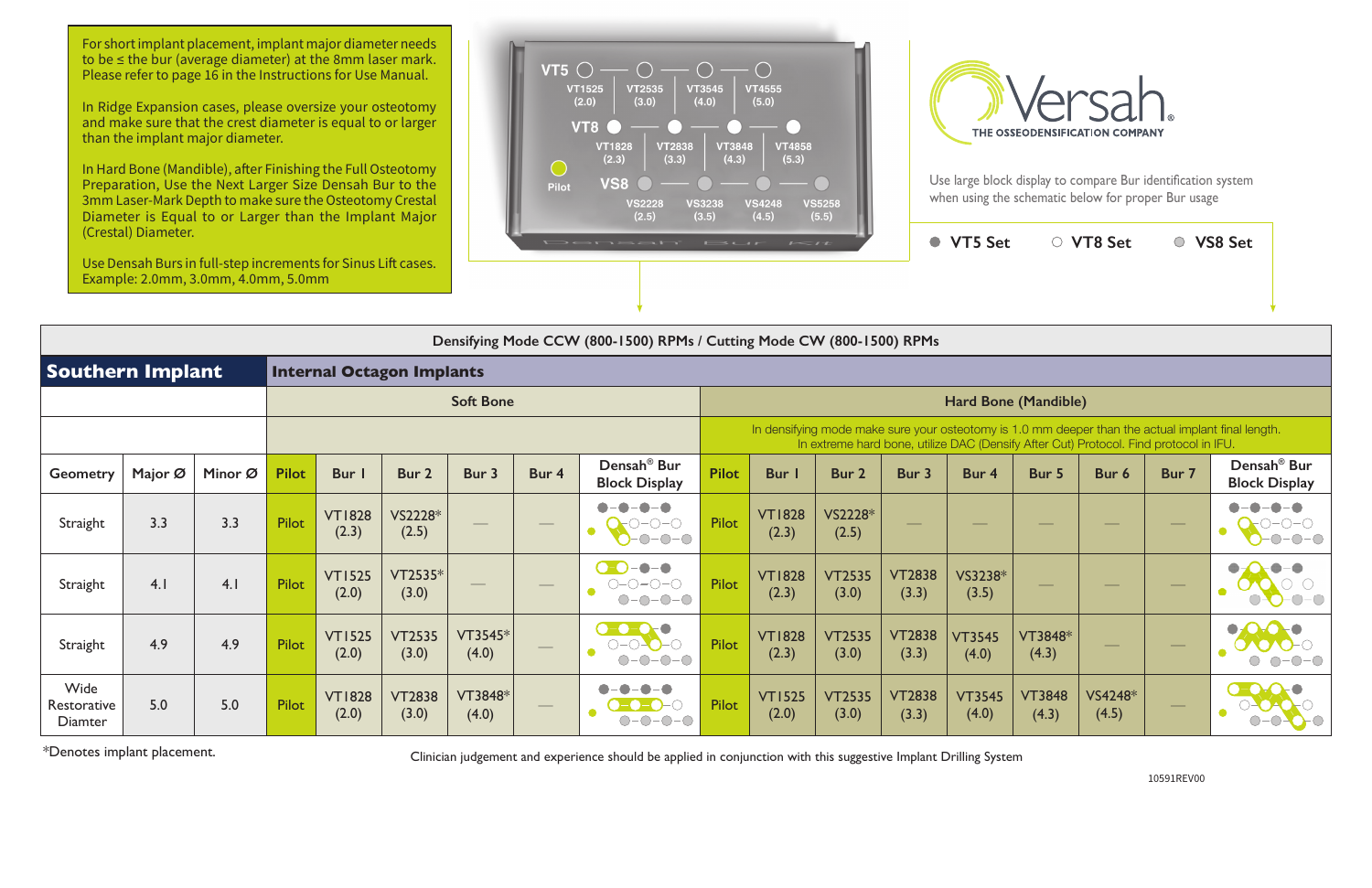For short implant placement, implant major diameter needs to be ≤ the bur (average diameter) at the 8mm laser mark. Please refer to page 16 in the Instructions for Use Manual.

In Ridge Expansion cases, please oversize your osteotomy and make sure that the crest diameter is equal to or larger than the implant major diameter.

In Hard Bone (Mandible), after Finishing the Full Osteotomy Preparation, Use the Next Larger Size Densah Bur to the 3mm Laser-Mark Depth to make sure the Osteotomy Crestal Diameter is Equal to or Larger than the Implant Major (Crestal) Diameter.

Use Densah Burs in full-step increments for Sinus Lift cases. Example: 2.0mm, 3.0mm, 4.0mm, 5.0mm

| VT5 | VT1525 (2.0) | VT2535 (3.0) | VT3545 (4.0) | VT4555 (5.0) |
|---|---|---|---|---|
| VT8 | VT1828 (2.3) | VT2838 (3.3) | VT3848 (4.3) | VT4858 (5.3) |
| VS8 | VS2228 (2.5) | VS3238 (3.5) | VS4248 (4.5) | VS5258 (5.5) |

Pilot

Densah Bur Kit

Versah® THE OSSEODENSIFICATION COMPANY

Use large block display to compare Bur identification system when using the schematic below for proper Bur usage

● VT5 Set ○ VT8 Set ◎ VS8 Set

**Densifying Mode CCW (800-1500) RPMs / Cutting Mode CW (800-1500) RPMs**

## Southern Implant

### Internal Octagon Implants

| | | | Soft Bone | | | | | | Hard Bone (Mandible) In densifying mode make sure your osteotomy is 1.0 mm deeper than the actual implant final length. In extreme hard bone, utilize DAC (Densify After Cut) Protocol. Find protocol in IFU. | | | | | | | | |
|---|---|---|---|---|---|---|---|---|---|---|---|---|---|---|---|---|---|
| Geometry | Major Ø | Minor Ø | Pilot | Bur 1 | Bur 2 | Bur 3 | Bur 4 | Densah® Bur Block Display | Pilot | Bur 1 | Bur 2 | Bur 3 | Bur 4 | Bur 5 | Bur 6 | Bur 7 | Densah® Bur Block Display |
| Straight | 3.3 | 3.3 | Pilot | VT1828 (2.3) | VS2228* (2.5) | — | — | | Pilot | VT1828 (2.3) | VS2228* (2.5) | — | — | — | — | — | |
| Straight | 4.1 | 4.1 | Pilot | VT1525 (2.0) | VT2535* (3.0) | — | — | | Pilot | VT1828 (2.3) | VT2535 (3.0) | VT2838 (3.3) | VS3238* (3.5) | — | — | — | |
| Straight | 4.9 | 4.9 | Pilot | VT1525 (2.0) | VT2535 (3.0) | VT3545* (4.0) | — | | Pilot | VT1828 (2.3) | VT2535 (3.0) | VT2838 (3.3) | VT3545 (4.0) | VT3848* (4.3) | — | — | |
| Wide Restorative Diamter | 5.0 | 5.0 | Pilot | VT1828 (2.0) | VT2838 (3.0) | VT3848* (4.0) | — | | Pilot | VT1525 (2.0) | VT2535 (3.0) | VT2838 (3.3) | VT3545 (4.0) | VT3848 (4.3) | VS4248* (4.5) | — | |

*Denotes implant placement.

Clinician judgement and experience should be applied in conjunction with this suggestive Implant Drilling System

10591REV00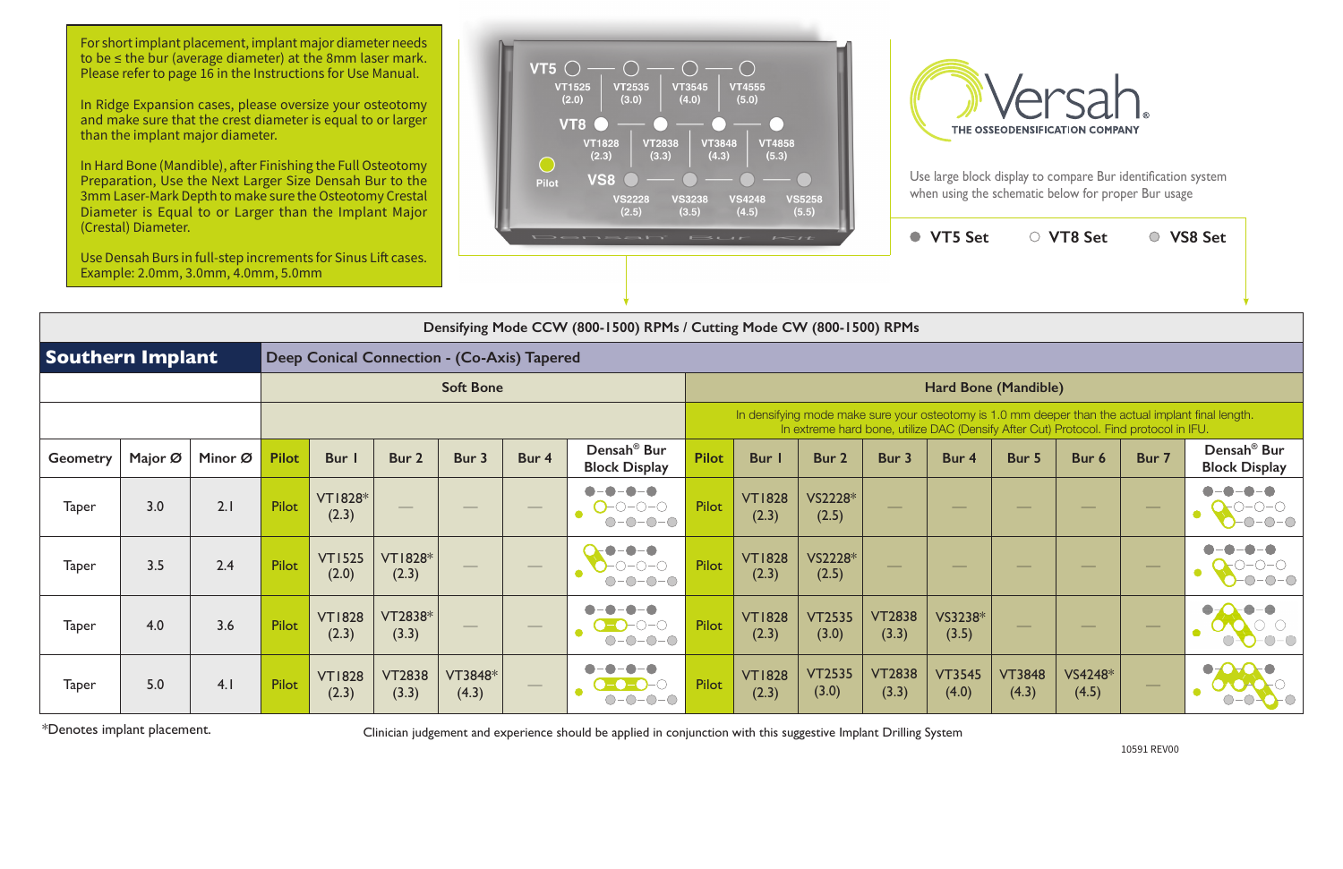For short implant placement, implant major diameter needs to be ≤ the bur (average diameter) at the 8mm laser mark. Please refer to page 16 in the Instructions for Use Manual.

In Ridge Expansion cases, please oversize your osteotomy and make sure that the crest diameter is equal to or larger than the implant major diameter.

In Hard Bone (Mandible), after Finishing the Full Osteotomy Preparation, Use the Next Larger Size Densah Bur to the 3mm Laser-Mark Depth to make sure the Osteotomy Crestal Diameter is Equal to or Larger than the Implant Major (Crestal) Diameter.

Use Densah Burs in full-step increments for Sinus Lift cases. Example: 2.0mm, 3.0mm, 4.0mm, 5.0mm

| | | | | |
|---|---|---|---|---|
| VT5 | VT1525 (2.0) | VT2535 (3.0) | VT3545 (4.0) | VT4555 (5.0) |
| VT8 | VT1828 (2.3) | VT2838 (3.3) | VT3848 (4.3) | VT4858 (5.3) |
| VS8 | VS2228 (2.5) | VS3238 (3.5) | VS4248 (4.5) | VS5258 (5.5) |

Pilot

Densah Bur Kit

Versah® THE OSSEODENSIFICATION COMPANY

Use large block display to compare Bur identification system when using the schematic below for proper Bur usage

● VT5 Set ○ VT8 Set ● VS8 Set

Densifying Mode CCW (800-1500) RPMs / Cutting Mode CW (800-1500) RPMs

## Southern Implant

Deep Conical Connection - (Co-Axis) Tapered

| | | | Soft Bone | | | | | | Hard Bone (Mandible) | | | | | | | | |
|---|---|---|---|---|---|---|---|---|---|---|---|---|---|---|---|---|---|
| | | | | | | | | | In densifying mode make sure your osteotomy is 1.0 mm deeper than the actual implant final length. In extreme hard bone, utilize DAC (Densify After Cut) Protocol. Find protocol in IFU. | | | | | | | | |
| Geometry | Major Ø | Minor Ø | Pilot | Bur 1 | Bur 2 | Bur 3 | Bur 4 | Densah® Bur Block Display | Pilot | Bur 1 | Bur 2 | Bur 3 | Bur 4 | Bur 5 | Bur 6 | Bur 7 | Densah® Bur Block Display |
| Taper | 3.0 | 2.1 | Pilot | VT1828* (2.3) | — | — | — | | Pilot | VT1828 (2.3) | VS2228* (2.5) | — | — | — | — | — | |
| Taper | 3.5 | 2.4 | Pilot | VT1525 (2.0) | VT1828* (2.3) | — | — | | Pilot | VT1828 (2.3) | VS2228* (2.5) | — | — | — | — | — | |
| Taper | 4.0 | 3.6 | Pilot | VT1828 (2.3) | VT2838* (3.3) | — | — | | Pilot | VT1828 (2.3) | VT2535 (3.0) | VT2838 (3.3) | VS3238* (3.5) | — | — | — | |
| Taper | 5.0 | 4.1 | Pilot | VT1828 (2.3) | VT2838 (3.3) | VT3848* (4.3) | — | | Pilot | VT1828 (2.3) | VT2535 (3.0) | VT2838 (3.3) | VT3545 (4.0) | VT3848 (4.3) | VS4248* (4.5) | — | |

*Denotes implant placement.

Clinician judgement and experience should be applied in conjunction with this suggestive Implant Drilling System

10591 REV00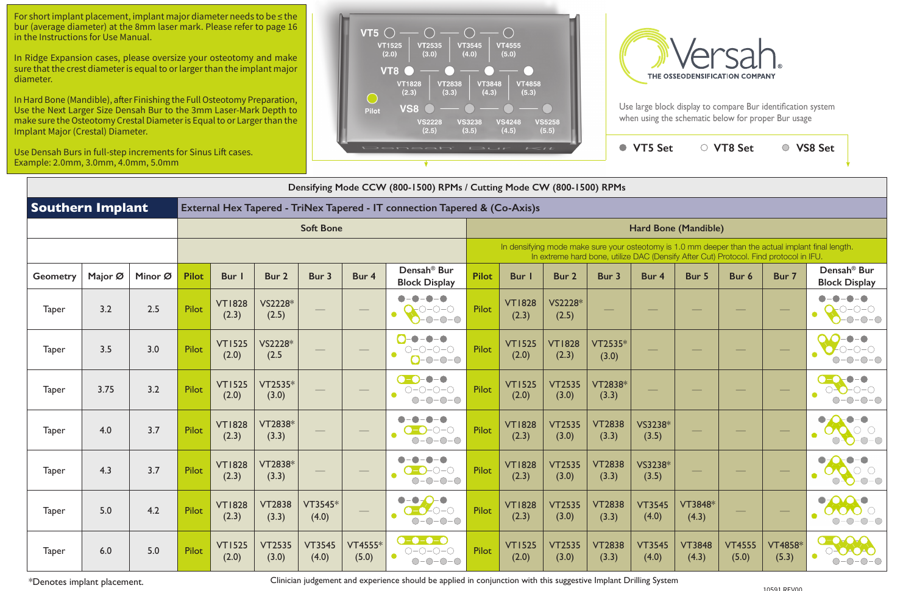For short implant placement, implant major diameter needs to be ≤ the bur (average diameter) at the 8mm laser mark. Please refer to page 16 in the Instructions for Use Manual.

In Ridge Expansion cases, please oversize your osteotomy and make sure that the crest diameter is equal to or larger than the implant major diameter.

In Hard Bone (Mandible), after Finishing the Full Osteotomy Preparation, Use the Next Larger Size Densah Bur to the 3mm Laser-Mark Depth to make sure the Osteotomy Crestal Diameter is Equal to or Larger than the Implant Major (Crestal) Diameter.

Use Densah Burs in full-step increments for Sinus Lift cases. Example: 2.0mm, 3.0mm, 4.0mm, 5.0mm

VT5: VT1525 (2.0), VT2535 (3.0), VT3545 (4.0), VT4555 (5.0)
VT8: VT1828 (2.3), VT2838 (3.3), VT3848 (4.3), VT4858 (5.3)
VS8: VS2228 (2.5), VS3238 (3.5), VS4248 (4.5), VS5258 (5.5)
Pilot

Densah Bur Kit

Versah® THE OSSEODENSIFICATION COMPANY

Use large block display to compare Bur identification system when using the schematic below for proper Bur usage

● VT5 Set ○ VT8 Set ● VS8 Set

| Densifying Mode CCW (800-1500) RPMs / Cutting Mode CW (800-1500) RPMs | | | | | | | | | | | | | | | | | | |
|---|---|---|---|---|---|---|---|---|---|---|---|---|---|---|---|---|---|---|
| **Southern Implant** | | | External Hex Tapered - TriNex Tapered - IT connection Tapered & (Co-Axis)s | | | | | | | | | | | | | | | |
| | | | Soft Bone | | | | | | Hard Bone (Mandible) | | | | | | | | | |
| | | | | | | | | | In densifying mode make sure your osteotomy is 1.0 mm deeper than the actual implant final length. In extreme hard bone, utilize DAC (Densify After Cut) Protocol. Find protocol in IFU. | | | | | | | | | |
| Geometry | Major Ø | Minor Ø | Pilot | Bur 1 | Bur 2 | Bur 3 | Bur 4 | Densah® Bur Block Display | Pilot | Bur 1 | Bur 2 | Bur 3 | Bur 4 | Bur 5 | Bur 6 | Bur 7 | Densah® Bur Block Display |
| Taper | 3.2 | 2.5 | Pilot | VT1828 (2.3) | VS2228* (2.5) | — | — | | Pilot | VT1828 (2.3) | VS2228* (2.5) | — | — | — | — | — | |
| Taper | 3.5 | 3.0 | Pilot | VT1525 (2.0) | VS2228* (2.5 | — | — | | Pilot | VT1525 (2.0) | VT1828 (2.3) | VT2535* (3.0) | — | — | — | — | |
| Taper | 3.75 | 3.2 | Pilot | VT1525 (2.0) | VT2535* (3.0) | — | — | | Pilot | VT1525 (2.0) | VT2535 (3.0) | VT2838* (3.3) | — | — | — | — | |
| Taper | 4.0 | 3.7 | Pilot | VT1828 (2.3) | VT2838* (3.3) | — | — | | Pilot | VT1828 (2.3) | VT2535 (3.0) | VT2838 (3.3) | VS3238* (3.5) | — | — | — | |
| Taper | 4.3 | 3.7 | Pilot | VT1828 (2.3) | VT2838* (3.3) | — | — | | Pilot | VT1828 (2.3) | VT2535 (3.0) | VT2838 (3.3) | VS3238* (3.5) | — | — | — | |
| Taper | 5.0 | 4.2 | Pilot | VT1828 (2.3) | VT2838 (3.3) | VT3545* (4.0) | — | | Pilot | VT1828 (2.3) | VT2535 (3.0) | VT2838 (3.3) | VT3545 (4.0) | VT3848* (4.3) | — | — | |
| Taper | 6.0 | 5.0 | Pilot | VT1525 (2.0) | VT2535 (3.0) | VT3545 (4.0) | VT4555* (5.0) | | Pilot | VT1525 (2.0) | VT2535 (3.0) | VT2838 (3.3) | VT3545 (4.0) | VT3848 (4.3) | VT4555 (5.0) | VT4858* (5.3) | |

*Denotes implant placement.

Clinician judgement and experience should be applied in conjunction with this suggestive Implant Drilling System

10591 REV00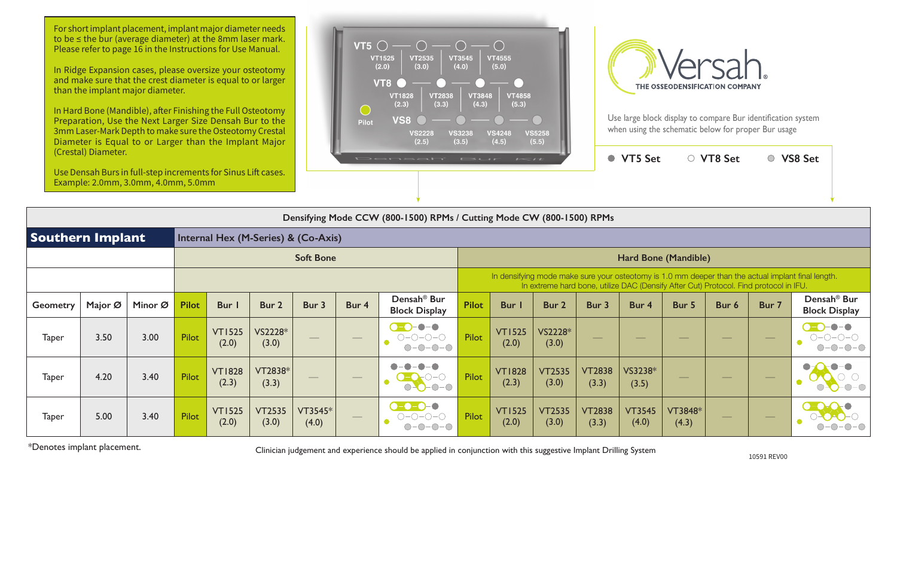For short implant placement, implant major diameter needs to be ≤ the bur (average diameter) at the 8mm laser mark. Please refer to page 16 in the Instructions for Use Manual.

In Ridge Expansion cases, please oversize your osteotomy and make sure that the crest diameter is equal to or larger than the implant major diameter.

In Hard Bone (Mandible), after Finishing the Full Osteotomy Preparation, Use the Next Larger Size Densah Bur to the 3mm Laser-Mark Depth to make sure the Osteotomy Crestal Diameter is Equal to or Larger than the Implant Major (Crestal) Diameter.

Use Densah Burs in full-step increments for Sinus Lift cases. Example: 2.0mm, 3.0mm, 4.0mm, 5.0mm

VT5: VT1525 (2.0) — VT2535 (3.0) — VT3545 (4.0) — VT4555 (5.0)

VT8: VT1828 (2.3) — VT2838 (3.3) — VT3848 (4.3) — VT4858 (5.3)

Pilot

VS8: VS2228 (2.5) — VS3238 (3.5) — VS4248 (4.5) — VS5258 (5.5)

Densah Bur Kit

Versah® THE OSSEODENSIFICATION COMPANY

Use large block display to compare Bur identification system when using the schematic below for proper Bur usage

● VT5 Set ○ VT8 Set ◎ VS8 Set

| Densifying Mode CCW (800-1500) RPMs / Cutting Mode CW (800-1500) RPMs | | | | | | | | | | | | | | | | | | | |
|---|---|---|---|---|---|---|---|---|---|---|---|---|---|---|---|---|---|---|---|
| **Southern Implant** | | | Internal Hex (M-Series) & (Co-Axis) | | | | | | | | | | | | | | | | |
| | | | Soft Bone | | | | | | Hard Bone (Mandible) | | | | | | | | | | |
| | | | | | | | | | In densifying mode make sure your osteotomy is 1.0 mm deeper than the actual implant final length. In extreme hard bone, utilize DAC (Densify After Cut) Protocol. Find protocol in IFU. | | | | | | | | | | |
| Geometry | Major Ø | Minor Ø | Pilot | Bur 1 | Bur 2 | Bur 3 | Bur 4 | Densah® Bur Block Display | Pilot | Bur 1 | Bur 2 | Bur 3 | Bur 4 | Bur 5 | Bur 6 | Bur 7 | Densah® Bur Block Display |
| Taper | 3.50 | 3.00 | Pilot | VT1525 (2.0) | VS2228* (3.0) | — | — | | Pilot | VT1525 (2.0) | VS2228* (3.0) | — | — | — | — | — | |
| Taper | 4.20 | 3.40 | Pilot | VT1828 (2.3) | VT2838* (3.3) | — | — | | Pilot | VT1828 (2.3) | VT2535 (3.0) | VT2838 (3.3) | VS3238* (3.5) | — | — | — | |
| Taper | 5.00 | 3.40 | Pilot | VT1525 (2.0) | VT2535 (3.0) | VT3545* (4.0) | — | | Pilot | VT1525 (2.0) | VT2535 (3.0) | VT2838 (3.3) | VT3545 (4.0) | VT3848* (4.3) | — | — | |

*Denotes implant placement.

Clinician judgement and experience should be applied in conjunction with this suggestive Implant Drilling System

10591 REV00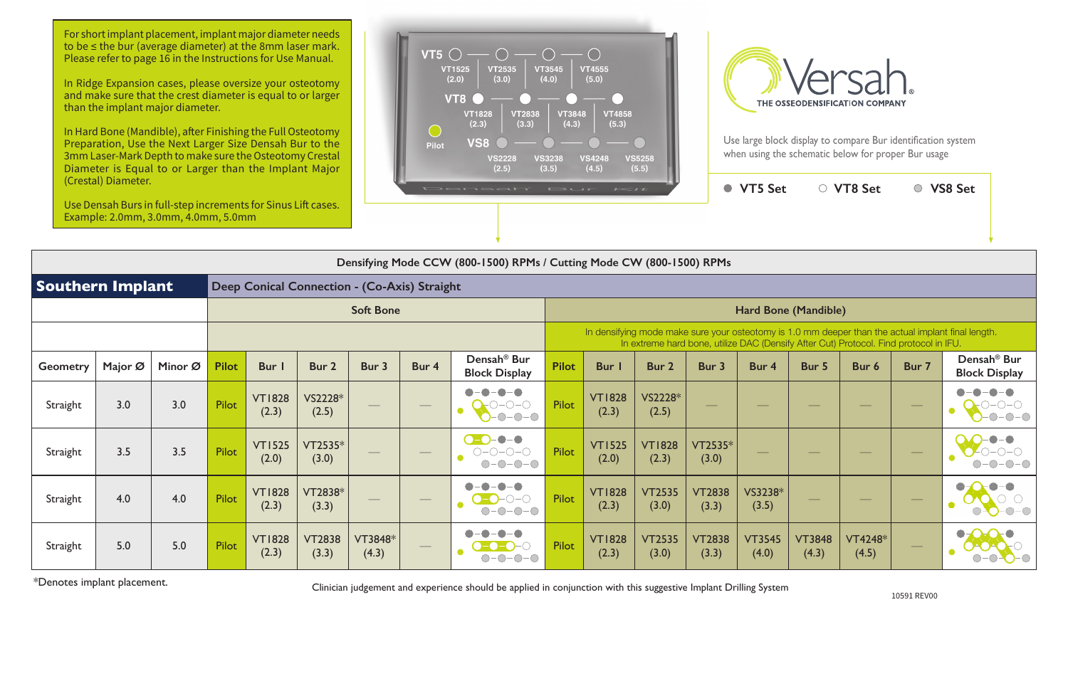For short implant placement, implant major diameter needs to be ≤ the bur (average diameter) at the 8mm laser mark. Please refer to page 16 in the Instructions for Use Manual.

In Ridge Expansion cases, please oversize your osteotomy and make sure that the crest diameter is equal to or larger than the implant major diameter.

In Hard Bone (Mandible), after Finishing the Full Osteotomy Preparation, Use the Next Larger Size Densah Bur to the 3mm Laser-Mark Depth to make sure the Osteotomy Crestal Diameter is Equal to or Larger than the Implant Major (Crestal) Diameter.

Use Densah Burs in full-step increments for Sinus Lift cases. Example: 2.0mm, 3.0mm, 4.0mm, 5.0mm

VT5: VT1525 (2.0), VT2535 (3.0), VT3545 (4.0), VT4555 (5.0)

VT8: VT1828 (2.3), VT2838 (3.3), VT3848 (4.3), VT4858 (5.3)

Pilot

VS8: VS2228 (2.5), VS3238 (3.5), VS4248 (4.5), VS5258 (5.5)

Densah Bur Kit

Versah® THE OSSEODENSIFICATION COMPANY

Use large block display to compare Bur identification system when using the schematic below for proper Bur usage

● VT5 Set ○ VT8 Set ● VS8 Set

Densifying Mode CCW (800-1500) RPMs / Cutting Mode CW (800-1500) RPMs

| **Southern Implant** | | | Deep Conical Connection - (Co-Axis) Straight | | | | | | | | | | | | | | | |
|---|---|---|---|---|---|---|---|---|---|---|---|---|---|---|---|---|---|---|
| | | | Soft Bone | | | | | | Hard Bone (Mandible) | | | | | | | | | |
| | | | | | | | | | In densifying mode make sure your osteotomy is 1.0 mm deeper than the actual implant final length. In extreme hard bone, utilize DAC (Densify After Cut) Protocol. Find protocol in IFU. | | | | | | | | | |
| Geometry | Major Ø | Minor Ø | Pilot | Bur 1 | Bur 2 | Bur 3 | Bur 4 | Densah® Bur Block Display | Pilot | Bur 1 | Bur 2 | Bur 3 | Bur 4 | Bur 5 | Bur 6 | Bur 7 | Densah® Bur Block Display |
| Straight | 3.0 | 3.0 | Pilot | VT1828 (2.3) | VS2228* (2.5) | — | — | | Pilot | VT1828 (2.3) | VS2228* (2.5) | — | — | — | — | — | |
| Straight | 3.5 | 3.5 | Pilot | VT1525 (2.0) | VT2535* (3.0) | — | — | | Pilot | VT1525 (2.0) | VT1828 (2.3) | VT2535* (3.0) | — | — | — | — | |
| Straight | 4.0 | 4.0 | Pilot | VT1828 (2.3) | VT2838* (3.3) | — | — | | Pilot | VT1828 (2.3) | VT2535 (3.0) | VT2838 (3.3) | VS3238* (3.5) | — | — | — | |
| Straight | 5.0 | 5.0 | Pilot | VT1828 (2.3) | VT2838 (3.3) | VT3848* (4.3) | — | | Pilot | VT1828 (2.3) | VT2535 (3.0) | VT2838 (3.3) | VT3545 (4.0) | VT3848 (4.3) | VT4248* (4.5) | — | |

*Denotes implant placement.

Clinician judgement and experience should be applied in conjunction with this suggestive Implant Drilling System

10591 REV00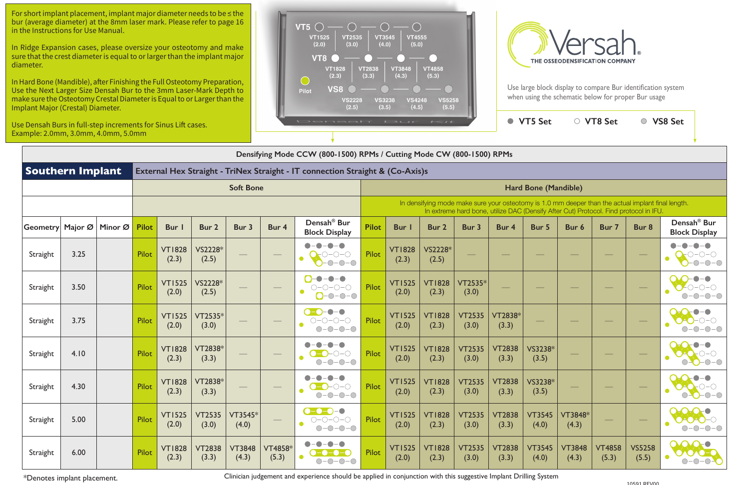For short implant placement, implant major diameter needs to be ≤ the bur (average diameter) at the 8mm laser mark. Please refer to page 16 in the Instructions for Use Manual.

In Ridge Expansion cases, please oversize your osteotomy and make sure that the crest diameter is equal to or larger than the implant major diameter.

In Hard Bone (Mandible), after Finishing the Full Osteotomy Preparation, Use the Next Larger Size Densah Bur to the 3mm Laser-Mark Depth to make sure the Osteotomy Crestal Diameter is Equal to or Larger than the Implant Major (Crestal) Diameter.

Use Densah Burs in full-step increments for Sinus Lift cases. Example: 2.0mm, 3.0mm, 4.0mm, 5.0mm

VT5: VT1525 (2.0), VT2535 (3.0), VT3545 (4.0), VT4555 (5.0)

VT8: VT1828 (2.3), VT2838 (3.3), VT3848 (4.3), VT4858 (5.3)

VS8: VS2228 (2.5), VS3238 (3.5), VS4248 (4.5), VS5258 (5.5)

Pilot

Versah® THE OSSEODENSIFICATION COMPANY

Use large block display to compare Bur identification system when using the schematic below for proper Bur usage

● VT5 Set   ○ VT8 Set   ◎ VS8 Set

**Densifying Mode CCW (800-1500) RPMs / Cutting Mode CW (800-1500) RPMs**

**Southern Implant** — External Hex Straight - TriNex Straight - IT connection Straight & (Co-Axis)s

| | | | Soft Bone | | | | | | Hard Bone (Mandible) | | | | | | | | | |
|---|---|---|---|---|---|---|---|---|---|---|---|---|---|---|---|---|---|---|
| | | | | | | | | | In densifying mode make sure your osteotomy is 1.0 mm deeper than the actual implant final length. In extreme hard bone, utilize DAC (Densify After Cut) Protocol. Find protocol in IFU. | | | | | | | | | |
| **Geometry** | **Major Ø** | **Minor Ø** | **Pilot** | **Bur 1** | **Bur 2** | **Bur 3** | **Bur 4** | **Densah® Bur Block Display** | **Pilot** | **Bur 1** | **Bur 2** | **Bur 3** | **Bur 4** | **Bur 5** | **Bur 6** | **Bur 7** | **Bur 8** | **Densah® Bur Block Display** |
| Straight | 3.25 | | Pilot | VT1828 (2.3) | VS2228* (2.5) | — | — | | Pilot | VT1828 (2.3) | VS2228* (2.5) | — | — | — | — | — | — | |
| Straight | 3.50 | | Pilot | VT1525 (2.0) | VS2228* (2.5) | — | — | | Pilot | VT1525 (2.0) | VT1828 (2.3) | VT2535* (3.0) | — | — | — | — | — | |
| Straight | 3.75 | | Pilot | VT1525 (2.0) | VT2535* (3.0) | — | — | | Pilot | VT1525 (2.0) | VT1828 (2.3) | VT2535 (3.0) | VT2838* (3.3) | — | — | — | — | |
| Straight | 4.10 | | Pilot | VT1828 (2.3) | VT2838* (3.3) | — | — | | Pilot | VT1525 (2.0) | VT1828 (2.3) | VT2535 (3.0) | VT2838 (3.3) | VS3238* (3.5) | — | — | — | |
| Straight | 4.30 | | Pilot | VT1828 (2.3) | VT2838* (3.3) | — | — | | Pilot | VT1525 (2.0) | VT1828 (2.3) | VT2535 (3.0) | VT2838 (3.3) | VS3238* (3.5) | — | — | — | |
| Straight | 5.00 | | Pilot | VT1525 (2.0) | VT2535 (3.0) | VT3545* (4.0) | — | | Pilot | VT1525 (2.0) | VT1828 (2.3) | VT2535 (3.0) | VT2838 (3.3) | VT3545 (4.0) | VT3848* (4.3) | — | — | |
| Straight | 6.00 | | Pilot | VT1828 (2.3) | VT2838 (3.3) | VT3848 (4.3) | VT4858* (5.3) | | Pilot | VT1525 (2.0) | VT1828 (2.3) | VT2535 (3.0) | VT2838 (3.3) | VT3545 (4.0) | VT3848 (4.3) | VT4858 (5.3) | VS5258 (5.5) | |

*Denotes implant placement.

Clinician judgement and experience should be applied in conjunction with this suggestive Implant Drilling System

10591 REV00